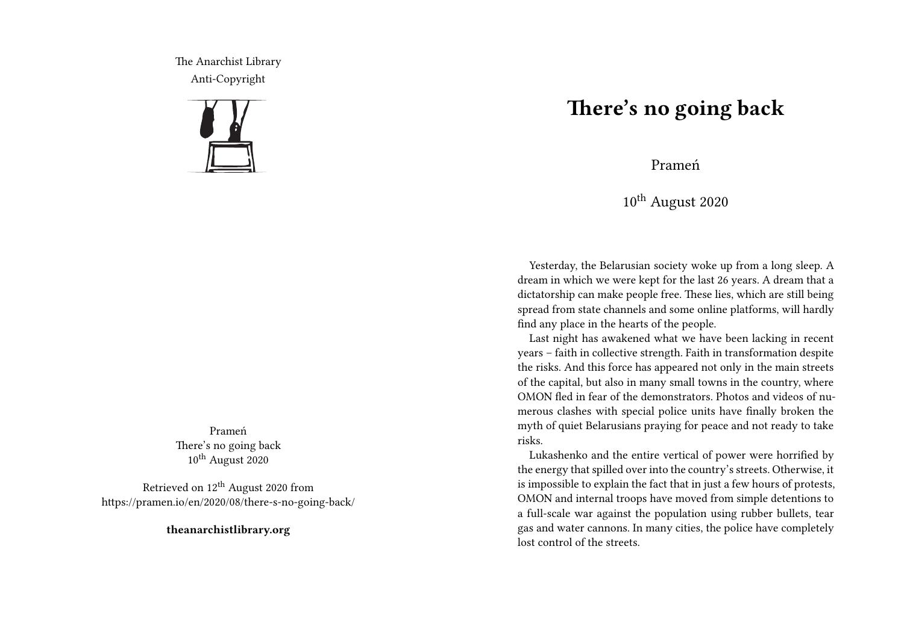The Anarchist Library
Anti-Copyright

Prameń
There's no going back
10th August 2020

Retrieved on 12th August 2020 from
https://pramen.io/en/2020/08/there-s-no-going-back/

**theanarchistlibrary.org**

# There's no going back

Prameń

10th August 2020

Yesterday, the Belarusian society woke up from a long sleep. A dream in which we were kept for the last 26 years. A dream that a dictatorship can make people free. These lies, which are still being spread from state channels and some online platforms, will hardly find any place in the hearts of the people.

Last night has awakened what we have been lacking in recent years – faith in collective strength. Faith in transformation despite the risks. And this force has appeared not only in the main streets of the capital, but also in many small towns in the country, where OMON fled in fear of the demonstrators. Photos and videos of numerous clashes with special police units have finally broken the myth of quiet Belarusians praying for peace and not ready to take risks.

Lukashenko and the entire vertical of power were horrified by the energy that spilled over into the country's streets. Otherwise, it is impossible to explain the fact that in just a few hours of protests, OMON and internal troops have moved from simple detentions to a full-scale war against the population using rubber bullets, tear gas and water cannons. In many cities, the police have completely lost control of the streets.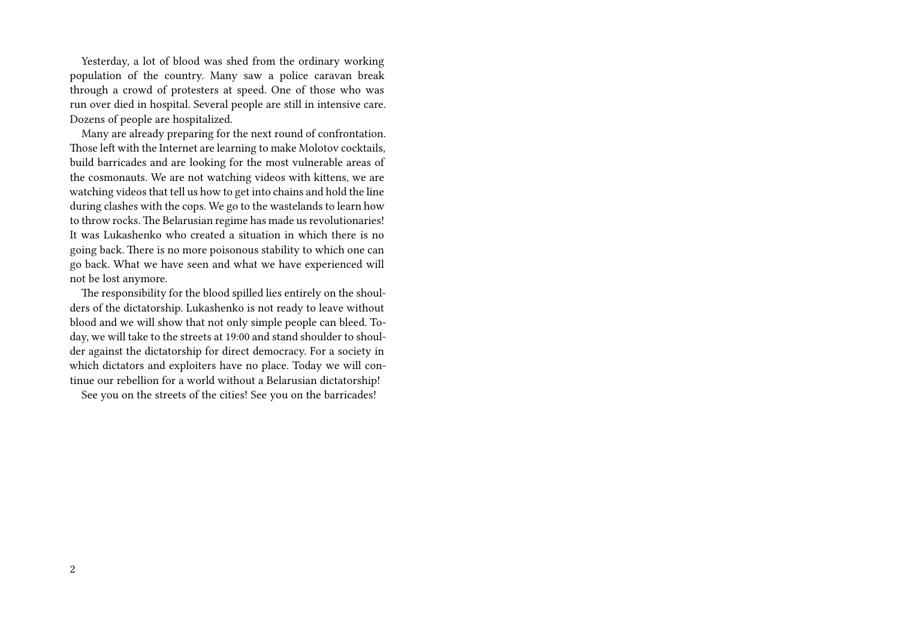Yesterday, a lot of blood was shed from the ordinary working population of the country. Many saw a police caravan break through a crowd of protesters at speed. One of those who was run over died in hospital. Several people are still in intensive care. Dozens of people are hospitalized.

Many are already preparing for the next round of confrontation. Those left with the Internet are learning to make Molotov cocktails, build barricades and are looking for the most vulnerable areas of the cosmonauts. We are not watching videos with kittens, we are watching videos that tell us how to get into chains and hold the line during clashes with the cops. We go to the wastelands to learn how to throw rocks. The Belarusian regime has made us revolutionaries! It was Lukashenko who created a situation in which there is no going back. There is no more poisonous stability to which one can go back. What we have seen and what we have experienced will not be lost anymore.

The responsibility for the blood spilled lies entirely on the shoulders of the dictatorship. Lukashenko is not ready to leave without blood and we will show that not only simple people can bleed. Today, we will take to the streets at 19:00 and stand shoulder to shoulder against the dictatorship for direct democracy. For a society in which dictators and exploiters have no place. Today we will continue our rebellion for a world without a Belarusian dictatorship!

See you on the streets of the cities! See you on the barricades!